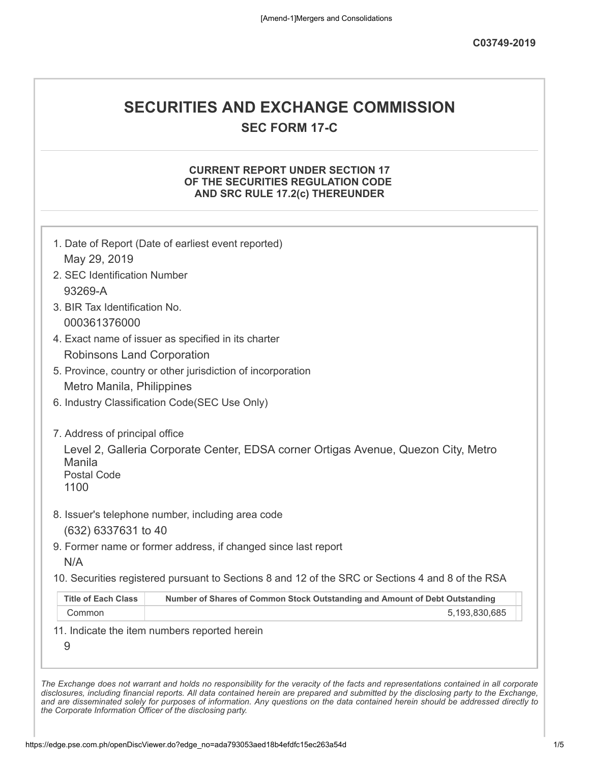[Amend-1]Mergers and Consolidations

**C03749-2019**

# SECURITIES AND EXCHANGE COMMISSION

## SEC FORM 17-C

### CURRENT REPORT UNDER SECTION 17 OF THE SECURITIES REGULATION CODE AND SRC RULE 17.2(c) THEREUNDER

1. Date of Report (Date of earliest event reported)

   May 29, 2019

2. SEC Identification Number

   93269-A

3. BIR Tax Identification No.

   000361376000

4. Exact name of issuer as specified in its charter

   Robinsons Land Corporation

5. Province, country or other jurisdiction of incorporation

   Metro Manila, Philippines

6. Industry Classification Code(SEC Use Only)

7. Address of principal office

   Level 2, Galleria Corporate Center, EDSA corner Ortigas Avenue, Quezon City, Metro Manila

   Postal Code

   1100

8. Issuer's telephone number, including area code

   (632) 6337631 to 40

9. Former name or former address, if changed since last report

   N/A

10. Securities registered pursuant to Sections 8 and 12 of the SRC or Sections 4 and 8 of the RSA

| Title of Each Class | Number of Shares of Common Stock Outstanding and Amount of Debt Outstanding |
|---|---|
| Common | 5,193,830,685 |

11. Indicate the item numbers reported herein

    9

*The Exchange does not warrant and holds no responsibility for the veracity of the facts and representations contained in all corporate disclosures, including financial reports. All data contained herein are prepared and submitted by the disclosing party to the Exchange, and are disseminated solely for purposes of information. Any questions on the data contained herein should be addressed directly to the Corporate Information Officer of the disclosing party.*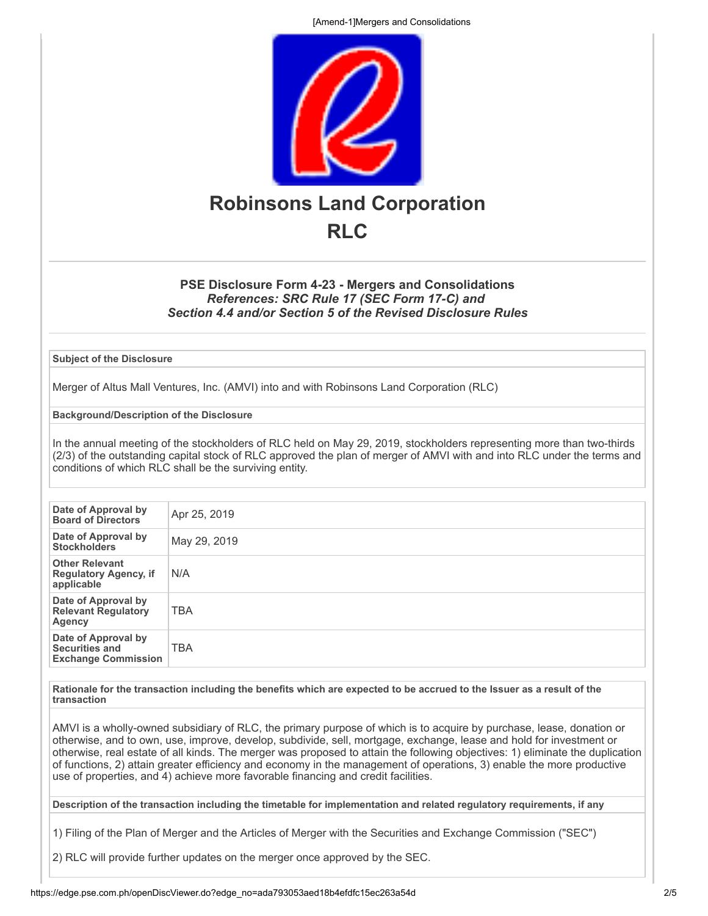# Robinsons Land Corporation

# RLC

### PSE Disclosure Form 4-23 - Mergers and Consolidations

***References: SRC Rule 17 (SEC Form 17-C) and***
***Section 4.4 and/or Section 5 of the Revised Disclosure Rules***

**Subject of the Disclosure**

Merger of Altus Mall Ventures, Inc. (AMVI) into and with Robinsons Land Corporation (RLC)

**Background/Description of the Disclosure**

In the annual meeting of the stockholders of RLC held on May 29, 2019, stockholders representing more than two-thirds (2/3) of the outstanding capital stock of RLC approved the plan of merger of AMVI with and into RLC under the terms and conditions of which RLC shall be the surviving entity.

| | |
|---|---|
| **Date of Approval by Board of Directors** | Apr 25, 2019 |
| **Date of Approval by Stockholders** | May 29, 2019 |
| **Other Relevant Regulatory Agency, if applicable** | N/A |
| **Date of Approval by Relevant Regulatory Agency** | TBA |
| **Date of Approval by Securities and Exchange Commission** | TBA |

**Rationale for the transaction including the benefits which are expected to be accrued to the Issuer as a result of the transaction**

AMVI is a wholly-owned subsidiary of RLC, the primary purpose of which is to acquire by purchase, lease, donation or otherwise, and to own, use, improve, develop, subdivide, sell, mortgage, exchange, lease and hold for investment or otherwise, real estate of all kinds. The merger was proposed to attain the following objectives: 1) eliminate the duplication of functions, 2) attain greater efficiency and economy in the management of operations, 3) enable the more productive use of properties, and 4) achieve more favorable financing and credit facilities.

**Description of the transaction including the timetable for implementation and related regulatory requirements, if any**

1) Filing of the Plan of Merger and the Articles of Merger with the Securities and Exchange Commission ("SEC")

2) RLC will provide further updates on the merger once approved by the SEC.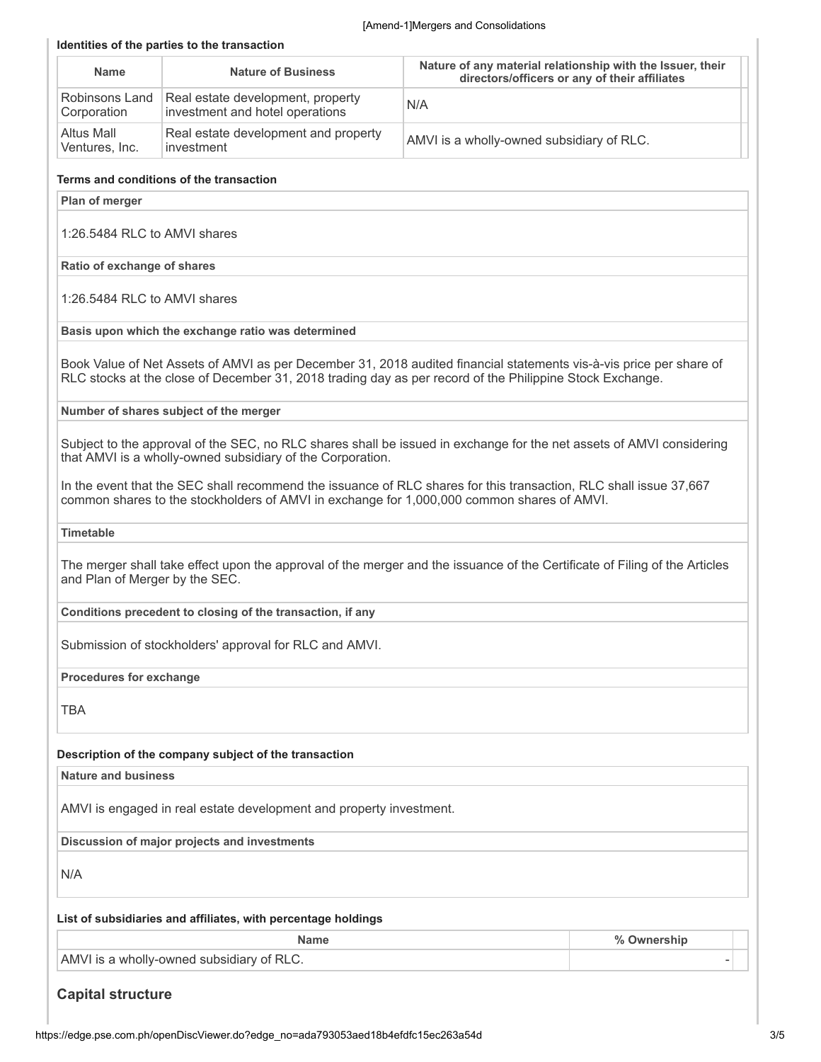#### Identities of the parties to the transaction

| Name | Nature of Business | Nature of any material relationship with the Issuer, their directors/officers or any of their affiliates |
| --- | --- | --- |
| Robinsons Land Corporation | Real estate development, property investment and hotel operations | N/A |
| Altus Mall Ventures, Inc. | Real estate development and property investment | AMVI is a wholly-owned subsidiary of RLC. |

#### Terms and conditions of the transaction

**Plan of merger**

1:26.5484 RLC to AMVI shares

**Ratio of exchange of shares**

1:26.5484 RLC to AMVI shares

**Basis upon which the exchange ratio was determined**

Book Value of Net Assets of AMVI as per December 31, 2018 audited financial statements vis-à-vis price per share of RLC stocks at the close of December 31, 2018 trading day as per record of the Philippine Stock Exchange.

**Number of shares subject of the merger**

Subject to the approval of the SEC, no RLC shares shall be issued in exchange for the net assets of AMVI considering that AMVI is a wholly-owned subsidiary of the Corporation.

In the event that the SEC shall recommend the issuance of RLC shares for this transaction, RLC shall issue 37,667 common shares to the stockholders of AMVI in exchange for 1,000,000 common shares of AMVI.

**Timetable**

The merger shall take effect upon the approval of the merger and the issuance of the Certificate of Filing of the Articles and Plan of Merger by the SEC.

**Conditions precedent to closing of the transaction, if any**

Submission of stockholders' approval for RLC and AMVI.

**Procedures for exchange**

TBA

#### Description of the company subject of the transaction

**Nature and business**

AMVI is engaged in real estate development and property investment.

**Discussion of major projects and investments**

N/A

#### List of subsidiaries and affiliates, with percentage holdings

| Name | % Ownership |
| --- | --- |
| AMVI is a wholly-owned subsidiary of RLC. | - |

## Capital structure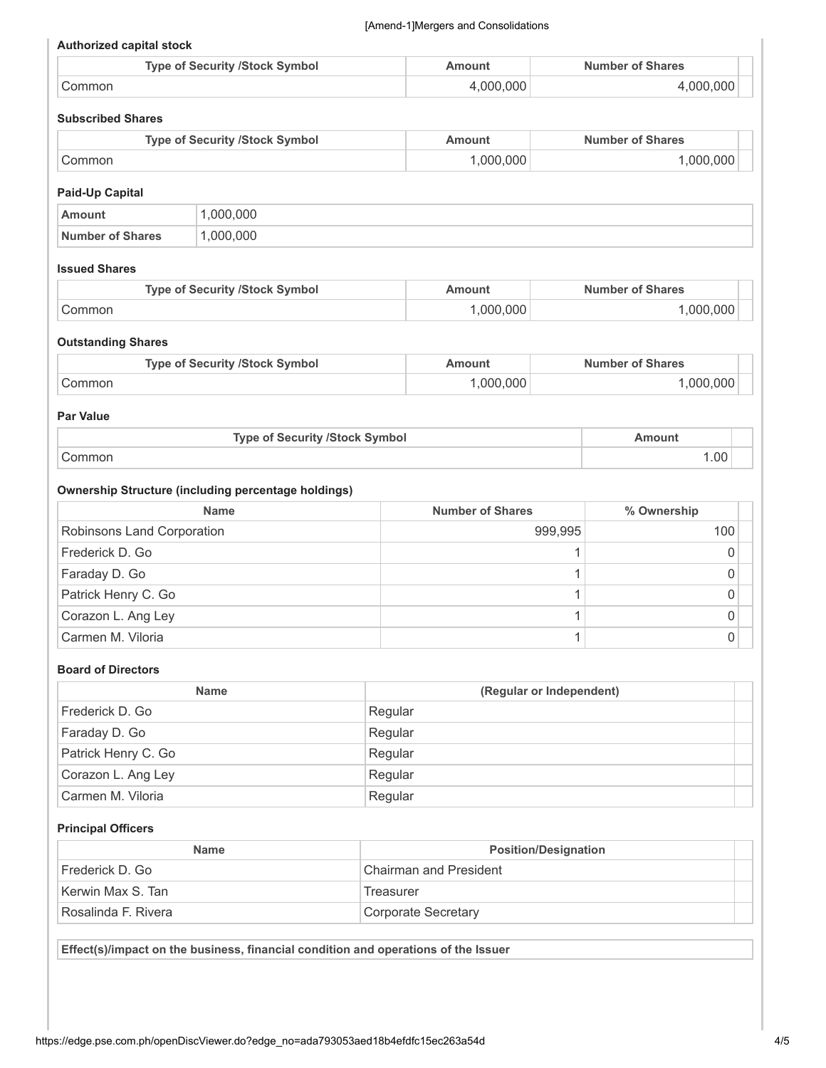**Authorized capital stock**

| Type of Security /Stock Symbol | Amount | Number of Shares |
|---|---|---|
| Common | 4,000,000 | 4,000,000 |

**Subscribed Shares**

| Type of Security /Stock Symbol | Amount | Number of Shares |
|---|---|---|
| Common | 1,000,000 | 1,000,000 |

**Paid-Up Capital**

| | |
|---|---|
| **Amount** | 1,000,000 |
| **Number of Shares** | 1,000,000 |

**Issued Shares**

| Type of Security /Stock Symbol | Amount | Number of Shares |
|---|---|---|
| Common | 1,000,000 | 1,000,000 |

**Outstanding Shares**

| Type of Security /Stock Symbol | Amount | Number of Shares |
|---|---|---|
| Common | 1,000,000 | 1,000,000 |

**Par Value**

| Type of Security /Stock Symbol | Amount |
|---|---|
| Common | 1.00 |

**Ownership Structure (including percentage holdings)**

| Name | Number of Shares | % Ownership |
|---|---|---|
| Robinsons Land Corporation | 999,995 | 100 |
| Frederick D. Go | 1 | 0 |
| Faraday D. Go | 1 | 0 |
| Patrick Henry C. Go | 1 | 0 |
| Corazon L. Ang Ley | 1 | 0 |
| Carmen M. Viloria | 1 | 0 |

**Board of Directors**

| Name | (Regular or Independent) |
|---|---|
| Frederick D. Go | Regular |
| Faraday D. Go | Regular |
| Patrick Henry C. Go | Regular |
| Corazon L. Ang Ley | Regular |
| Carmen M. Viloria | Regular |

**Principal Officers**

| Name | Position/Designation |
|---|---|
| Frederick D. Go | Chairman and President |
| Kerwin Max S. Tan | Treasurer |
| Rosalinda F. Rivera | Corporate Secretary |

**Effect(s)/impact on the business, financial condition and operations of the Issuer**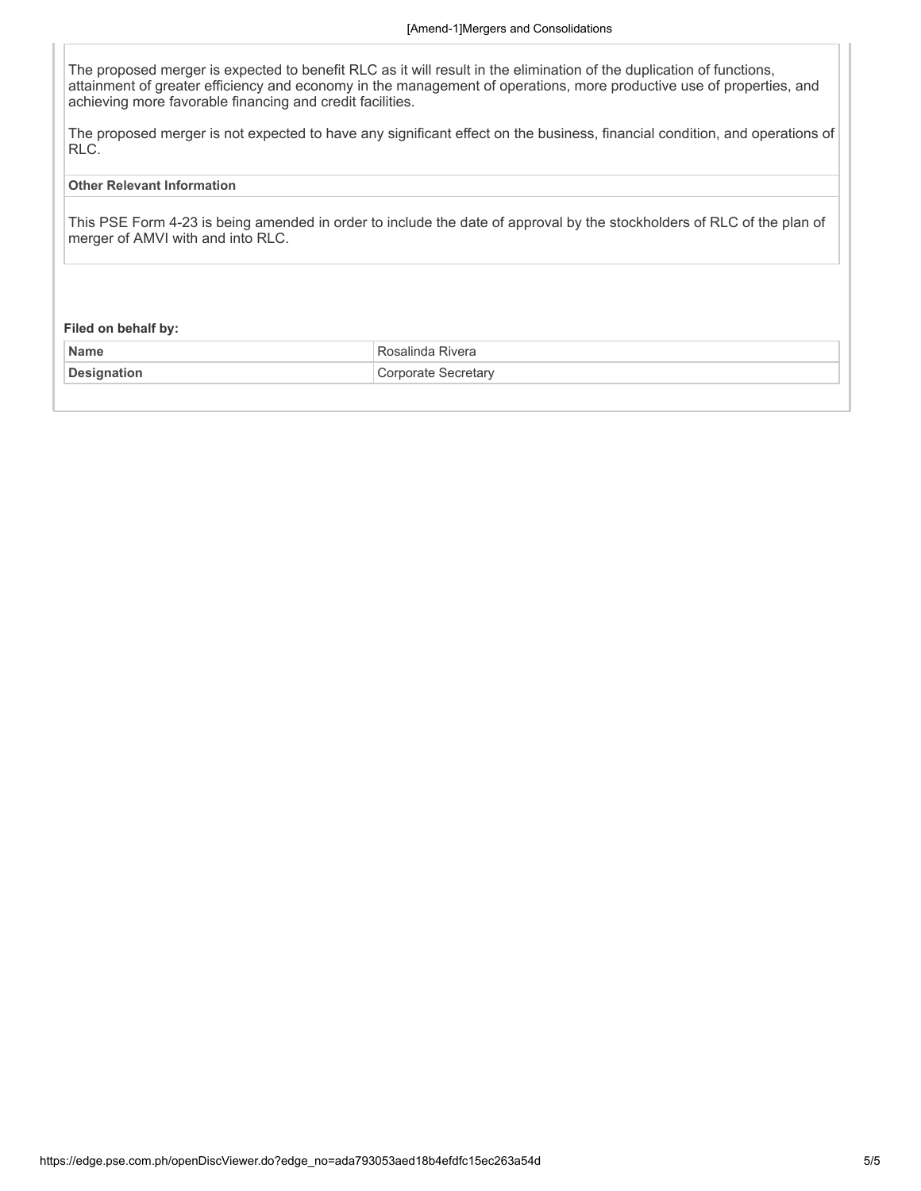The proposed merger is expected to benefit RLC as it will result in the elimination of the duplication of functions, attainment of greater efficiency and economy in the management of operations, more productive use of properties, and achieving more favorable financing and credit facilities.

The proposed merger is not expected to have any significant effect on the business, financial condition, and operations of RLC.

**Other Relevant Information**

This PSE Form 4-23 is being amended in order to include the date of approval by the stockholders of RLC of the plan of merger of AMVI with and into RLC.

**Filed on behalf by:**

| | |
|---|---|
| **Name** | Rosalinda Rivera |
| **Designation** | Corporate Secretary |